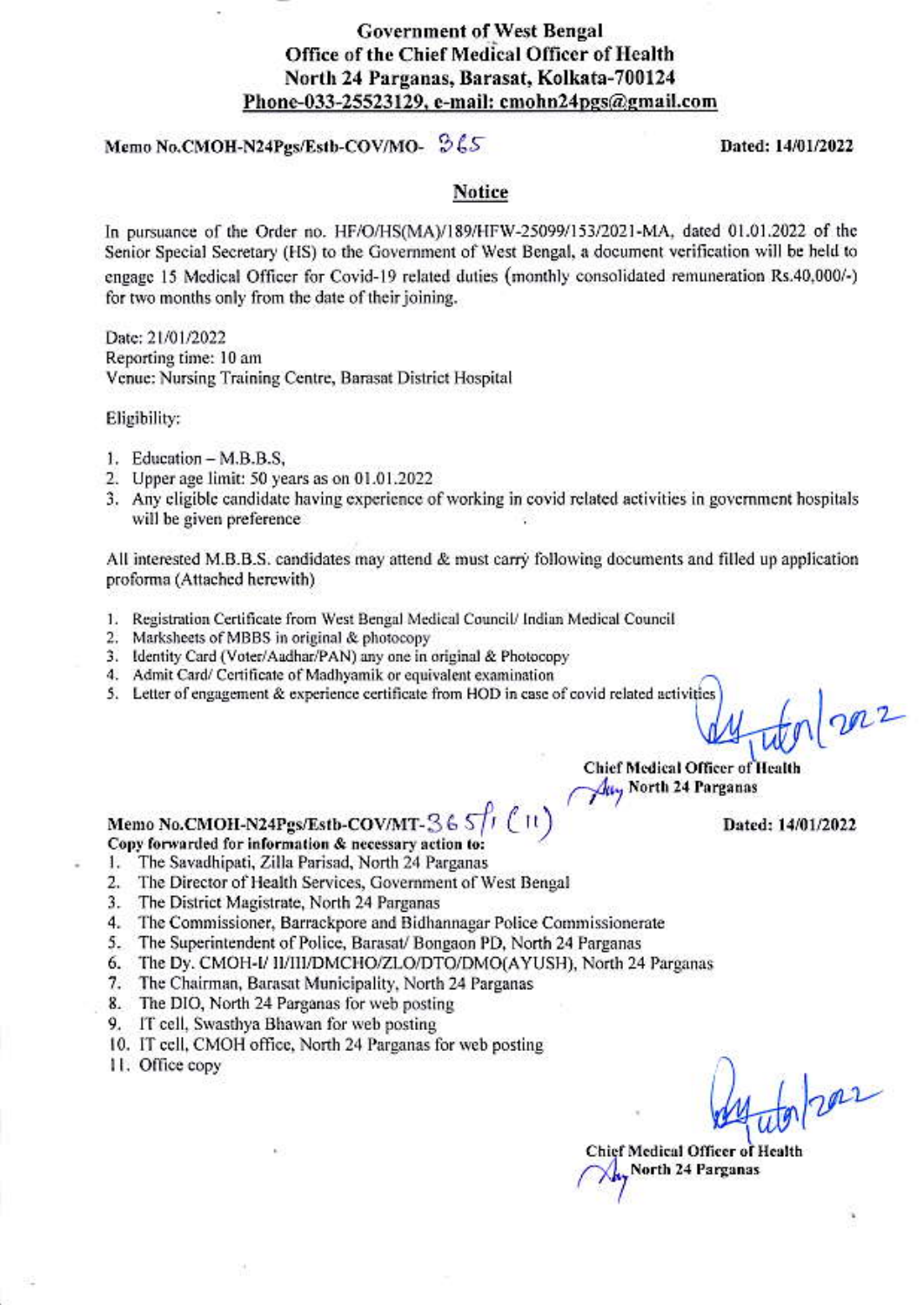**Government of West Bengal**
**Office of the Chief Medical Officer of Health**
**North 24 Parganas, Barasat, Kolkata-700124**
**Phone-033-25523129, e-mail: cmohn24pgs@gmail.com**

**Memo No.CMOH-N24Pgs/Estb-COV/MO- 365** **Dated: 14/01/2022**

## Notice

In pursuance of the Order no. HF/O/HS(MA)/189/HFW-25099/153/2021-MA, dated 01.01.2022 of the Senior Special Secretary (HS) to the Government of West Bengal, a document verification will be held to engage 15 Medical Officer for Covid-19 related duties (monthly consolidated remuneration Rs.40,000/-) for two months only from the date of their joining.

Date: 21/01/2022
Reporting time: 10 am
Venue: Nursing Training Centre, Barasat District Hospital

Eligibility:

1. Education – M.B.B.S,
2. Upper age limit: 50 years as on 01.01.2022
3. Any eligible candidate having experience of working in covid related activities in government hospitals will be given preference

All interested M.B.B.S. candidates may attend & must carry following documents and filled up application proforma (Attached herewith)

1. Registration Certificate from West Bengal Medical Council/ Indian Medical Council
2. Marksheets of MBBS in original & photocopy
3. Identity Card (Voter/Aadhar/PAN) any one in original & Photocopy
4. Admit Card/ Certificate of Madhyamik or equivalent examination
5. Letter of engagement & experience certificate from HOD in case of covid related activities

**Chief Medical Officer of Health**
**North 24 Parganas**

**Memo No.CMOH-N24Pgs/Estb-COV/MT-365/1 (11)** **Dated: 14/01/2022**
**Copy forwarded for information & necessary action to:**

1. The Savadhipati, Zilla Parisad, North 24 Parganas
2. The Director of Health Services, Government of West Bengal
3. The District Magistrate, North 24 Parganas
4. The Commissioner, Barrackpore and Bidhannagar Police Commissionerate
5. The Superintendent of Police, Barasat/ Bongaon PD, North 24 Parganas
6. The Dy. CMOH-I/ II/III/DMCHO/ZLO/DTO/DMO(AYUSH), North 24 Parganas
7. The Chairman, Barasat Municipality, North 24 Parganas
8. The DIO, North 24 Parganas for web posting
9. IT cell, Swasthya Bhawan for web posting
10. IT cell, CMOH office, North 24 Parganas for web posting
11. Office copy

**Chief Medical Officer of Health**
**North 24 Parganas**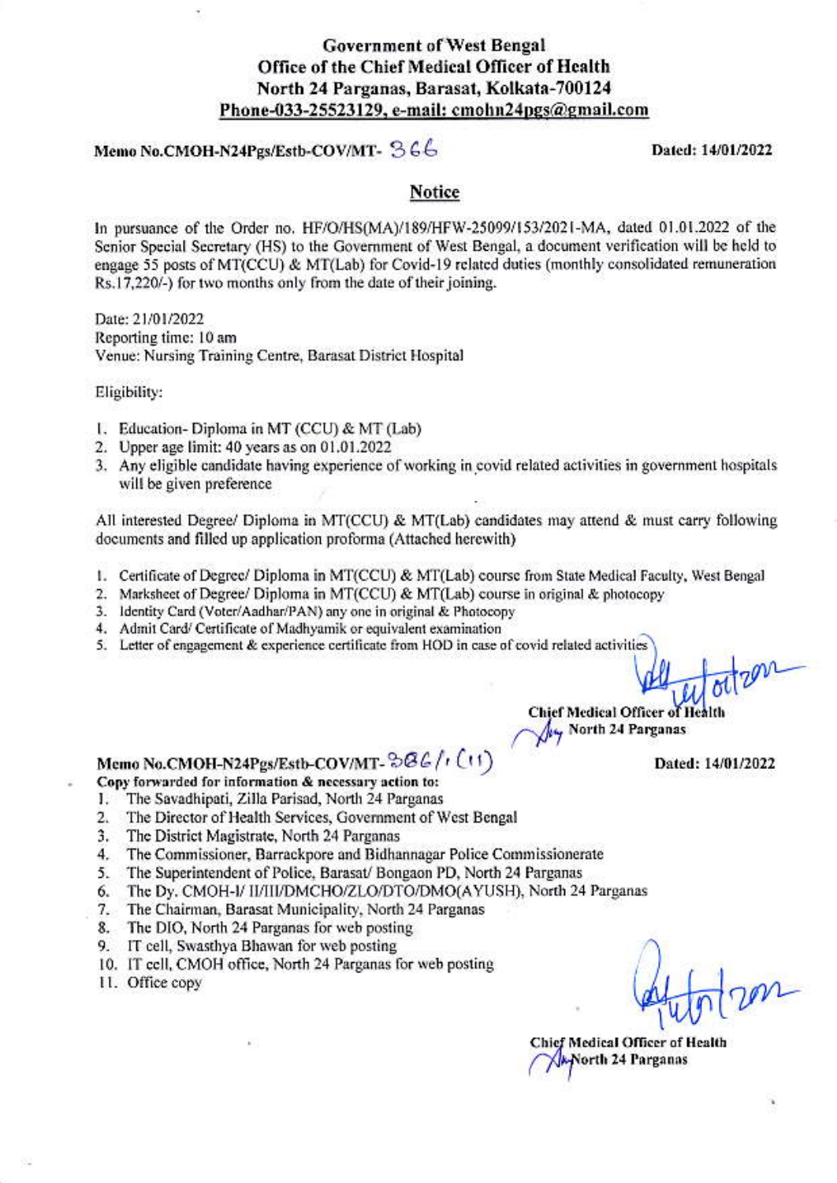**Government of West Bengal**
**Office of the Chief Medical Officer of Health**
**North 24 Parganas, Barasat, Kolkata-700124**
**Phone-033-25523129, e-mail: cmohn24pgs@gmail.com**

**Memo No.CMOH-N24Pgs/Estb-COV/MT- 366** **Dated: 14/01/2022**

## Notice

In pursuance of the Order no. HF/O/HS(MA)/189/HFW-25099/153/2021-MA, dated 01.01.2022 of the Senior Special Secretary (HS) to the Government of West Bengal, a document verification will be held to engage 55 posts of MT(CCU) & MT(Lab) for Covid-19 related duties (monthly consolidated remuneration Rs.17,220/-) for two months only from the date of their joining.

Date: 21/01/2022
Reporting time: 10 am
Venue: Nursing Training Centre, Barasat District Hospital

Eligibility:

1. Education- Diploma in MT (CCU) & MT (Lab)
2. Upper age limit: 40 years as on 01.01.2022
3. Any eligible candidate having experience of working in covid related activities in government hospitals will be given preference

All interested Degree/ Diploma in MT(CCU) & MT(Lab) candidates may attend & must carry following documents and filled up application proforma (Attached herewith)

1. Certificate of Degree/ Diploma in MT(CCU) & MT(Lab) course from State Medical Faculty, West Bengal
2. Marksheet of Degree/ Diploma in MT(CCU) & MT(Lab) course in original & photocopy
3. Identity Card (Voter/Aadhar/PAN) any one in original & Photocopy
4. Admit Card/ Certificate of Madhyamik or equivalent examination
5. Letter of engagement & experience certificate from HOD in case of covid related activities

Chief Medical Officer of Health
North 24 Parganas

**Memo No.CMOH-N24Pgs/Estb-COV/MT- 366/1(11)** **Dated: 14/01/2022**

**Copy forwarded for information & necessary action to:**

1. The Savadhipati, Zilla Parisad, North 24 Parganas
2. The Director of Health Services, Government of West Bengal
3. The District Magistrate, North 24 Parganas
4. The Commissioner, Barrackpore and Bidhannagar Police Commissionerate
5. The Superintendent of Police, Barasat/ Bongaon PD, North 24 Parganas
6. The Dy. CMOH-I/ II/III/DMCHO/ZLO/DTO/DMO(AYUSH), North 24 Parganas
7. The Chairman, Barasat Municipality, North 24 Parganas
8. The DIO, North 24 Parganas for web posting
9. IT cell, Swasthya Bhawan for web posting
10. IT cell, CMOH office, North 24 Parganas for web posting
11. Office copy

Chief Medical Officer of Health
North 24 Parganas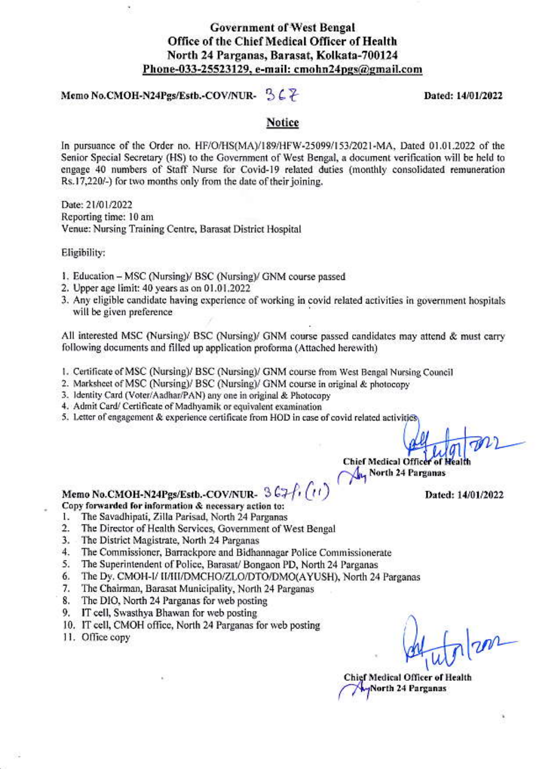**Government of West Bengal**
**Office of the Chief Medical Officer of Health**
**North 24 Parganas, Barasat, Kolkata-700124**
**Phone-033-25523129, e-mail: cmohn24pgs@gmail.com**

**Memo No.CMOH-N24Pgs/Estb.-COV/NUR-** 367 **Dated: 14/01/2022**

## Notice

In pursuance of the Order no. HF/O/HS(MA)/189/HFW-25099/153/2021-MA, Dated 01.01.2022 of the Senior Special Secretary (HS) to the Government of West Bengal, a document verification will be held to engage 40 numbers of Staff Nurse for Covid-19 related duties (monthly consolidated remuneration Rs.17,220/-) for two months only from the date of their joining.

Date: 21/01/2022
Reporting time: 10 am
Venue: Nursing Training Centre, Barasat District Hospital

Eligibility:

1. Education – MSC (Nursing)/ BSC (Nursing)/ GNM course passed
2. Upper age limit: 40 years as on 01.01.2022
3. Any eligible candidate having experience of working in covid related activities in government hospitals will be given preference

All interested MSC (Nursing)/ BSC (Nursing)/ GNM course passed candidates may attend & must carry following documents and filled up application proforma (Attached herewith)

1. Certificate of MSC (Nursing)/ BSC (Nursing)/ GNM course from West Bengal Nursing Council
2. Marksheet of MSC (Nursing)/ BSC (Nursing)/ GNM course in original & photocopy
3. Identity Card (Voter/Aadhar/PAN) any one in original & Photocopy
4. Admit Card/ Certificate of Madhyamik or equivalent examination
5. Letter of engagement & experience certificate from HOD in case of covid related activities

Chief Medical Officer of Health
North 24 Parganas

**Memo No.CMOH-N24Pgs/Estb.-COV/NUR-** 367/1(11) **Dated: 14/01/2022**

**Copy forwarded for information & necessary action to:**

1. The Savadhipati, Zilla Parisad, North 24 Parganas
2. The Director of Health Services, Government of West Bengal
3. The District Magistrate, North 24 Parganas
4. The Commissioner, Barrackpore and Bidhannagar Police Commissionerate
5. The Superintendent of Police, Barasat/ Bongaon PD, North 24 Parganas
6. The Dy. CMOH-I/ II/III/DMCHO/ZLO/DTO/DMO(AYUSH), North 24 Parganas
7. The Chairman, Barasat Municipality, North 24 Parganas
8. The DIO, North 24 Parganas for web posting
9. IT cell, Swasthya Bhawan for web posting
10. IT cell, CMOH office, North 24 Parganas for web posting
11. Office copy

Chief Medical Officer of Health
North 24 Parganas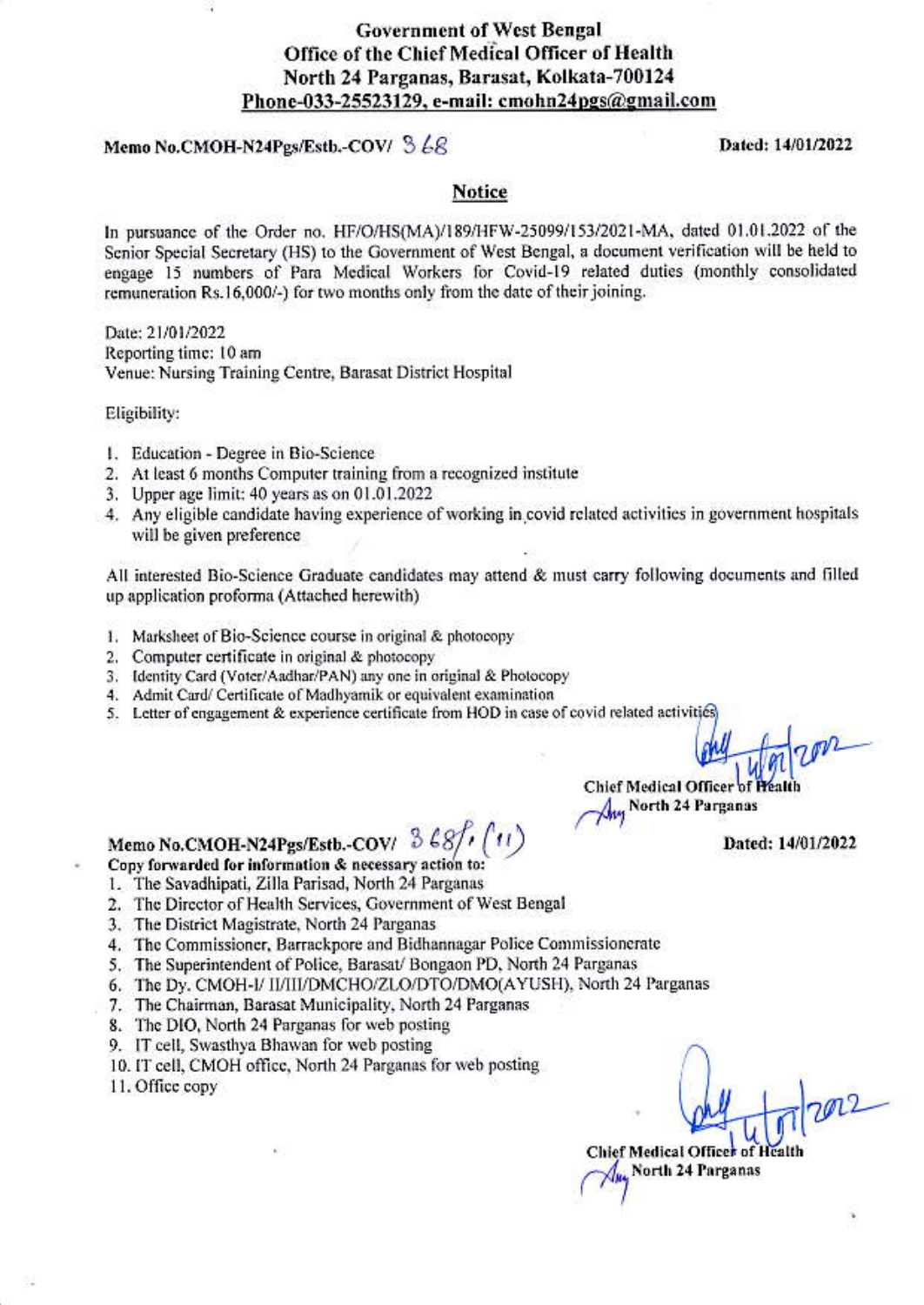**Government of West Bengal**
**Office of the Chief Medical Officer of Health**
**North 24 Parganas, Barasat, Kolkata-700124**
**Phone-033-25523129, e-mail: cmohn24pgs@gmail.com**

**Memo No.CMOH-N24Pgs/Estb.-COV/ 368** **Dated: 14/01/2022**

## Notice

In pursuance of the Order no. HF/O/HS(MA)/189/HFW-25099/153/2021-MA, dated 01.01.2022 of the Senior Special Secretary (HS) to the Government of West Bengal, a document verification will be held to engage 15 numbers of Para Medical Workers for Covid-19 related duties (monthly consolidated remuneration Rs.16,000/-) for two months only from the date of their joining.

Date: 21/01/2022
Reporting time: 10 am
Venue: Nursing Training Centre, Barasat District Hospital

Eligibility:

1. Education - Degree in Bio-Science
2. At least 6 months Computer training from a recognized institute
3. Upper age limit: 40 years as on 01.01.2022
4. Any eligible candidate having experience of working in covid related activities in government hospitals will be given preference

All interested Bio-Science Graduate candidates may attend & must carry following documents and filled up application proforma (Attached herewith)

1. Marksheet of Bio-Science course in original & photocopy
2. Computer certificate in original & photocopy
3. Identity Card (Voter/Aadhar/PAN) any one in original & Photocopy
4. Admit Card/ Certificate of Madhyamik or equivalent examination
5. Letter of engagement & experience certificate from HOD in case of covid related activities

14/01/2022
**Chief Medical Officer of Health**
**North 24 Parganas**

**Memo No.CMOH-N24Pgs/Estb.-COV/ 368/1(11)** **Dated: 14/01/2022**

**Copy forwarded for information & necessary action to:**

1. The Savadhipati, Zilla Parisad, North 24 Parganas
2. The Director of Health Services, Government of West Bengal
3. The District Magistrate, North 24 Parganas
4. The Commissioner, Barrackpore and Bidhannagar Police Commissionerate
5. The Superintendent of Police, Barasat/ Bongaon PD, North 24 Parganas
6. The Dy. CMOH-I/ II/III/DMCHO/ZLO/DTO/DMO(AYUSH), North 24 Parganas
7. The Chairman, Barasat Municipality, North 24 Parganas
8. The DIO, North 24 Parganas for web posting
9. IT cell, Swasthya Bhawan for web posting
10. IT cell, CMOH office, North 24 Parganas for web posting
11. Office copy

14/01/2022
**Chief Medical Officer of Health**
**North 24 Parganas**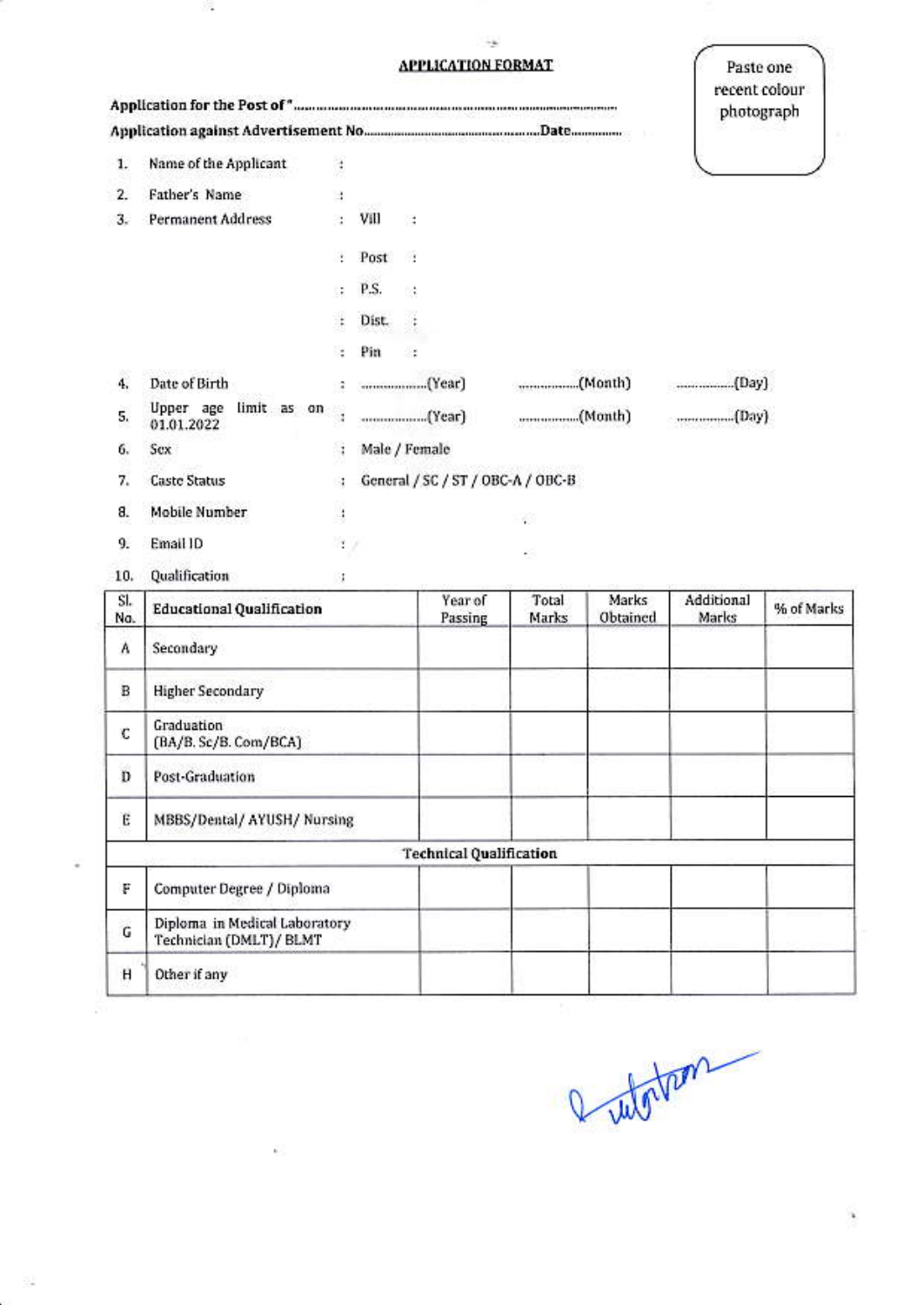## APPLICATION FORMAT

Paste one recent colour photograph

**Application for the Post of "..........................................................................................**

**Application against Advertisement No..........................................................Date...............**

1. Name of the Applicant :
2. Father's Name :
3. Permanent Address : Vill :
   : Post :
   : P.S. :
   : Dist. :
   : Pin :
4. Date of Birth : ..................(Year) ................(Month) ...............(Day)
5. Upper age limit as on 01.01.2022 : ..................(Year) ................(Month) ...............(Day)
6. Sex : Male / Female
7. Caste Status : General / SC / ST / OBC-A / OBC-B
8. Mobile Number :
9. Email ID :
10. Qualification :

| Sl. No. | Educational Qualification | Year of Passing | Total Marks | Marks Obtained | Additional Marks | % of Marks |
|---|---|---|---|---|---|---|
| A | Secondary | | | | | |
| B | Higher Secondary | | | | | |
| C | Graduation (BA/B. Sc/B. Com/BCA) | | | | | |
| D | Post-Graduation | | | | | |
| E | MBBS/Dental/ AYUSH/ Nursing | | | | | |
| | **Technical Qualification** | | | | | |
| F | Computer Degree / Diploma | | | | | |
| G | Diploma in Medical Laboratory Technician (DMLT)/ BLMT | | | | | |
| H | Other if any | | | | | |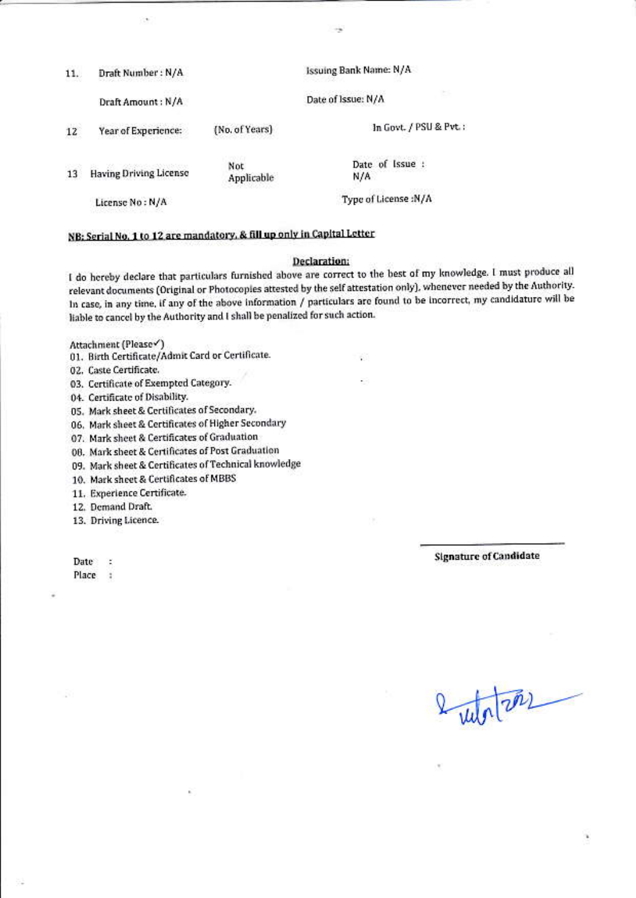| | | | |
|---|---|---|---|
| 11. | Draft Number : N/A | | Issuing Bank Name: N/A |
| | Draft Amount : N/A | | Date of Issue: N/A |
| 12 | Year of Experience: | (No. of Years) | In Govt. / PSU & Pvt. : |
| 13 | Having Driving License | Not Applicable | Date of Issue : N/A |
| | License No : N/A | | Type of License :N/A |

**NB: Serial No. 1 to 12 are mandatory, & fill up only in Capital Letter**

**Declaration:**

I do hereby declare that particulars furnished above are correct to the best of my knowledge. I must produce all relevant documents (Original or Photocopies attested by the self attestation only), whenever needed by the Authority. In case, in any time, if any of the above information / particulars are found to be incorrect, my candidature will be liable to cancel by the Authority and I shall be penalized for such action.

Attachment (Please✓)

01. Birth Certificate/Admit Card or Certificate.
02. Caste Certificate.
03. Certificate of Exempted Category.
04. Certificate of Disability.
05. Mark sheet & Certificates of Secondary.
06. Mark sheet & Certificates of Higher Secondary
07. Mark sheet & Certificates of Graduation
08. Mark sheet & Certificates of Post Graduation
09. Mark sheet & Certificates of Technical knowledge
10. Mark sheet & Certificates of MBBS
11. Experience Certificate.
12. Demand Draft.
13. Driving Licence.

Date :

Place :

**Signature of Candidate**